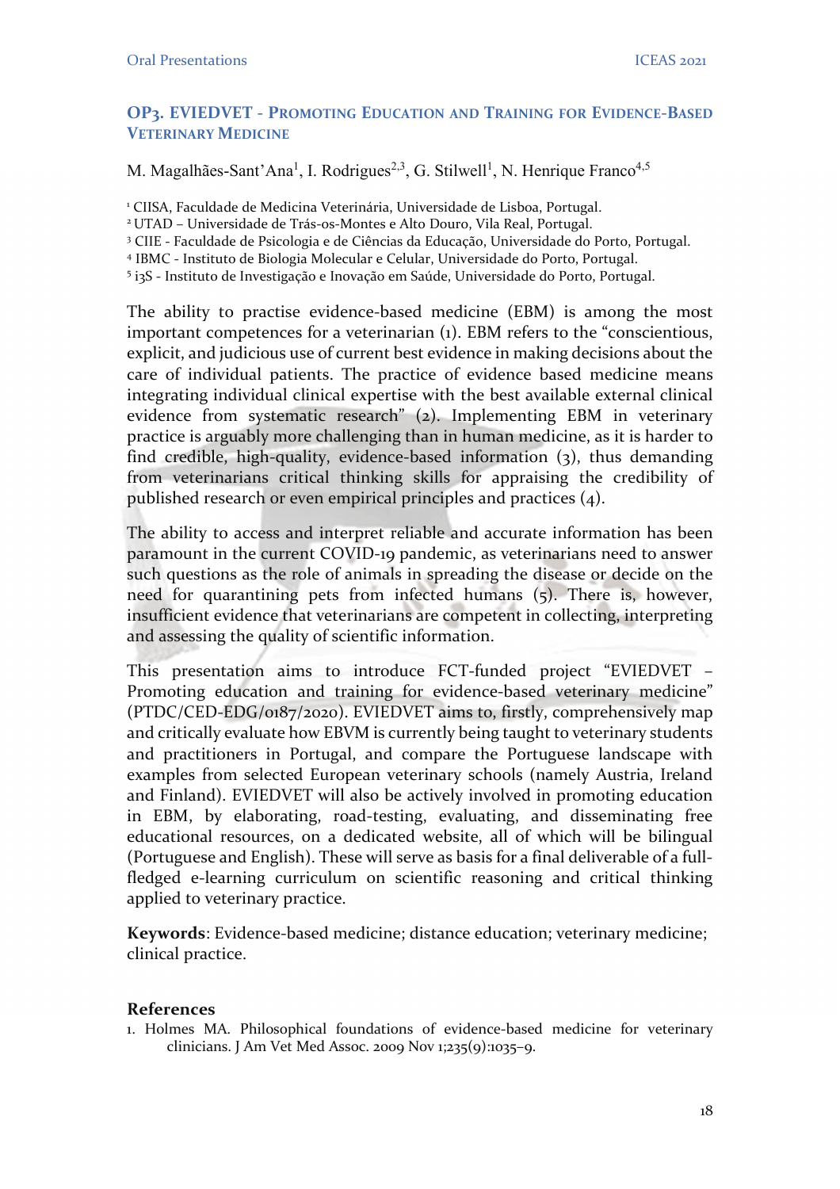## OP3. EVIEDVET - Promoting Education and Training for Evidence-Based Veterinary Medicine

M. Magalhães-Sant'Ana[1], I. Rodrigues[2,3], G. Stilwell[1], N. Henrique Franco[4,5]

[1] CIISA, Faculdade de Medicina Veterinária, Universidade de Lisboa, Portugal.
[2] UTAD – Universidade de Trás-os-Montes e Alto Douro, Vila Real, Portugal.
[3] CIIE - Faculdade de Psicologia e de Ciências da Educação, Universidade do Porto, Portugal.
[4] IBMC - Instituto de Biologia Molecular e Celular, Universidade do Porto, Portugal.
[5] i3S - Instituto de Investigação e Inovação em Saúde, Universidade do Porto, Portugal.

The ability to practise evidence-based medicine (EBM) is among the most important competences for a veterinarian (1). EBM refers to the "conscientious, explicit, and judicious use of current best evidence in making decisions about the care of individual patients. The practice of evidence based medicine means integrating individual clinical expertise with the best available external clinical evidence from systematic research" (2). Implementing EBM in veterinary practice is arguably more challenging than in human medicine, as it is harder to find credible, high-quality, evidence-based information (3), thus demanding from veterinarians critical thinking skills for appraising the credibility of published research or even empirical principles and practices (4).

The ability to access and interpret reliable and accurate information has been paramount in the current COVID-19 pandemic, as veterinarians need to answer such questions as the role of animals in spreading the disease or decide on the need for quarantining pets from infected humans (5). There is, however, insufficient evidence that veterinarians are competent in collecting, interpreting and assessing the quality of scientific information.

This presentation aims to introduce FCT-funded project "EVIEDVET – Promoting education and training for evidence-based veterinary medicine" (PTDC/CED-EDG/0187/2020). EVIEDVET aims to, firstly, comprehensively map and critically evaluate how EBVM is currently being taught to veterinary students and practitioners in Portugal, and compare the Portuguese landscape with examples from selected European veterinary schools (namely Austria, Ireland and Finland). EVIEDVET will also be actively involved in promoting education in EBM, by elaborating, road-testing, evaluating, and disseminating free educational resources, on a dedicated website, all of which will be bilingual (Portuguese and English). These will serve as basis for a final deliverable of a full-fledged e-learning curriculum on scientific reasoning and critical thinking applied to veterinary practice.

**Keywords**: Evidence-based medicine; distance education; veterinary medicine; clinical practice.

### References

1. Holmes MA. Philosophical foundations of evidence-based medicine for veterinary clinicians. J Am Vet Med Assoc. 2009 Nov 1;235(9):1035–9.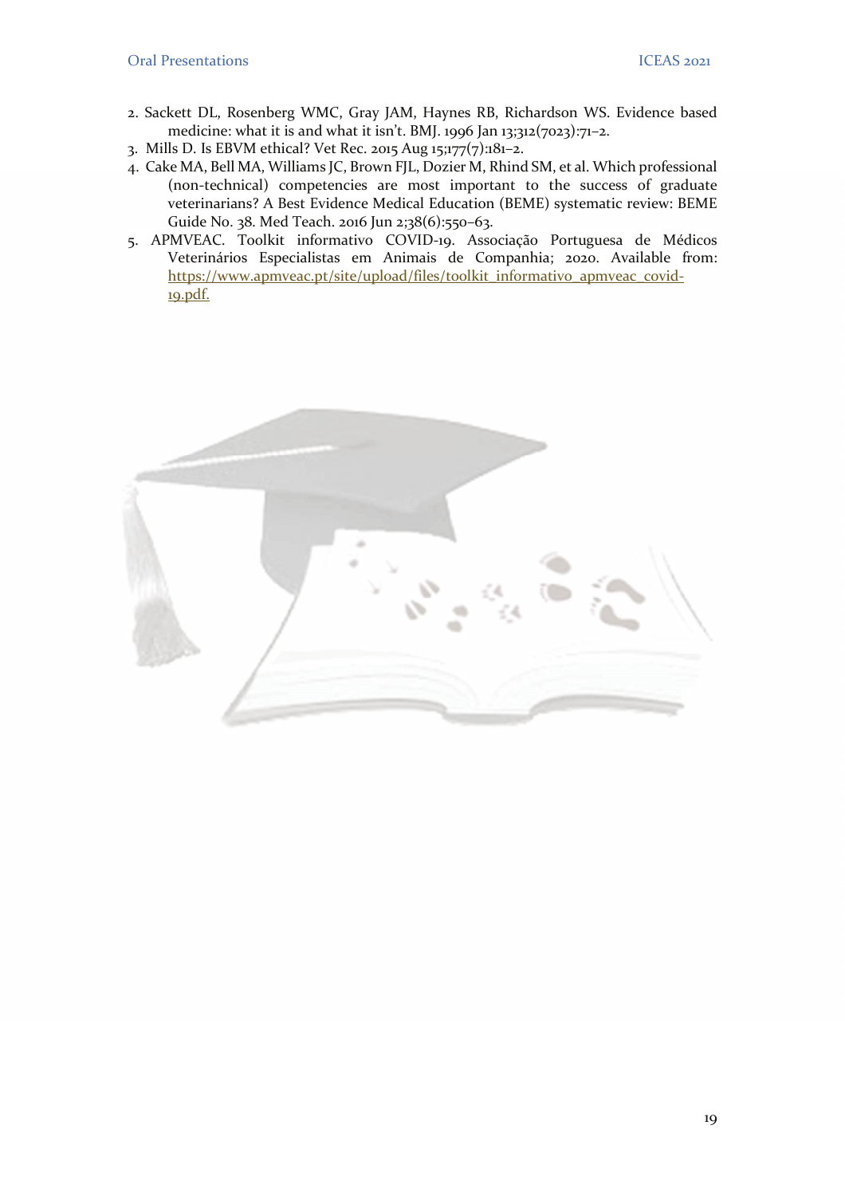2. Sackett DL, Rosenberg WMC, Gray JAM, Haynes RB, Richardson WS. Evidence based medicine: what it is and what it isn't. BMJ. 1996 Jan 13;312(7023):71–2.
3. Mills D. Is EBVM ethical? Vet Rec. 2015 Aug 15;177(7):181–2.
4. Cake MA, Bell MA, Williams JC, Brown FJL, Dozier M, Rhind SM, et al. Which professional (non-technical) competencies are most important to the success of graduate veterinarians? A Best Evidence Medical Education (BEME) systematic review: BEME Guide No. 38. Med Teach. 2016 Jun 2;38(6):550–63.
5. APMVEAC. Toolkit informativo COVID-19. Associação Portuguesa de Médicos Veterinários Especialistas em Animais de Companhia; 2020. Available from: https://www.apmveac.pt/site/upload/files/toolkit_informativo_apmveac_covid-19.pdf.